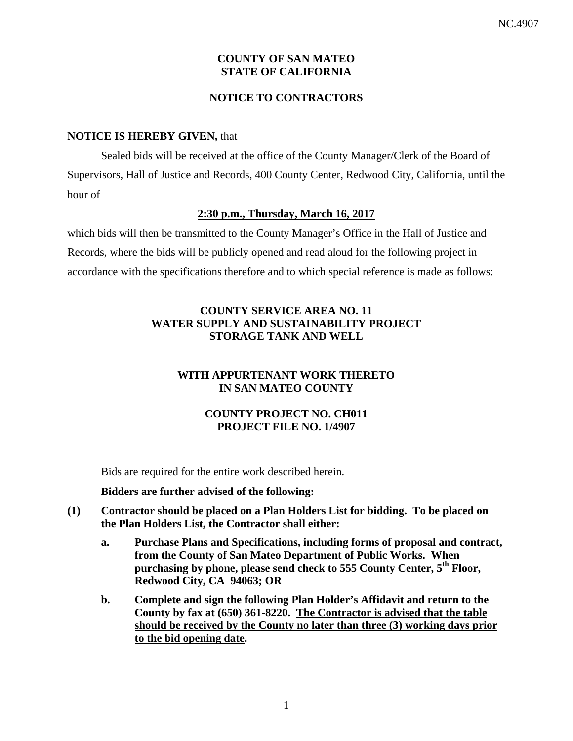# COUNTY OF SAN MATEO
# STATE OF CALIFORNIA

## NOTICE TO CONTRACTORS

**NOTICE IS HEREBY GIVEN,** that

Sealed bids will be received at the office of the County Manager/Clerk of the Board of Supervisors, Hall of Justice and Records, 400 County Center, Redwood City, California, until the hour of

**2:30 p.m., Thursday, March 16, 2017**

which bids will then be transmitted to the County Manager's Office in the Hall of Justice and Records, where the bids will be publicly opened and read aloud for the following project in accordance with the specifications therefore and to which special reference is made as follows:

**COUNTY SERVICE AREA NO. 11**
**WATER SUPPLY AND SUSTAINABILITY PROJECT**
**STORAGE TANK AND WELL**

**WITH APPURTENANT WORK THERETO**
**IN SAN MATEO COUNTY**

**COUNTY PROJECT NO. CH011**
**PROJECT FILE NO. 1/4907**

Bids are required for the entire work described herein.

**Bidders are further advised of the following:**

**(1) Contractor should be placed on a Plan Holders List for bidding. To be placed on the Plan Holders List, the Contractor shall either:**

- **a. Purchase Plans and Specifications, including forms of proposal and contract, from the County of San Mateo Department of Public Works. When purchasing by phone, please send check to 555 County Center, 5th Floor, Redwood City, CA 94063; OR**
- **b. Complete and sign the following Plan Holder's Affidavit and return to the County by fax at (650) 361-8220. The Contractor is advised that the table should be received by the County no later than three (3) working days prior to the bid opening date.**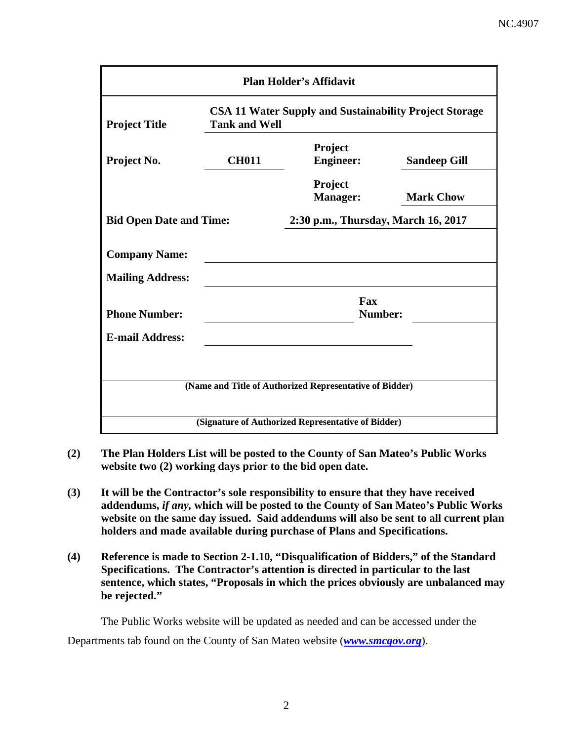| Plan Holder's Affidavit | | | |
|---|---|---|---|
| **Project Title** | **CSA 11 Water Supply and Sustainability Project Storage Tank and Well** | | |
| **Project No.** | **CH011** | **Project Engineer:** | **Sandeep Gill** |
| | | **Project Manager:** | **Mark Chow** |
| **Bid Open Date and Time:** | | **2:30 p.m., Thursday, March 16, 2017** | |
| **Company Name:** | | | |
| **Mailing Address:** | | | |
| **Phone Number:** | | **Fax Number:** | |
| **E-mail Address:** | | | |
| **(Name and Title of Authorized Representative of Bidder)** | | | |
| **(Signature of Authorized Representative of Bidder)** | | | |

**(2)** **The Plan Holders List will be posted to the County of San Mateo's Public Works website two (2) working days prior to the bid open date.**

**(3)** **It will be the Contractor's sole responsibility to ensure that they have received addendums, *if any,* which will be posted to the County of San Mateo's Public Works website on the same day issued. Said addendums will also be sent to all current plan holders and made available during purchase of Plans and Specifications.**

**(4)** **Reference is made to Section 2-1.10, "Disqualification of Bidders," of the Standard Specifications. The Contractor's attention is directed in particular to the last sentence, which states, "Proposals in which the prices obviously are unbalanced may be rejected."**

The Public Works website will be updated as needed and can be accessed under the Departments tab found on the County of San Mateo website (***www.smcgov.org***).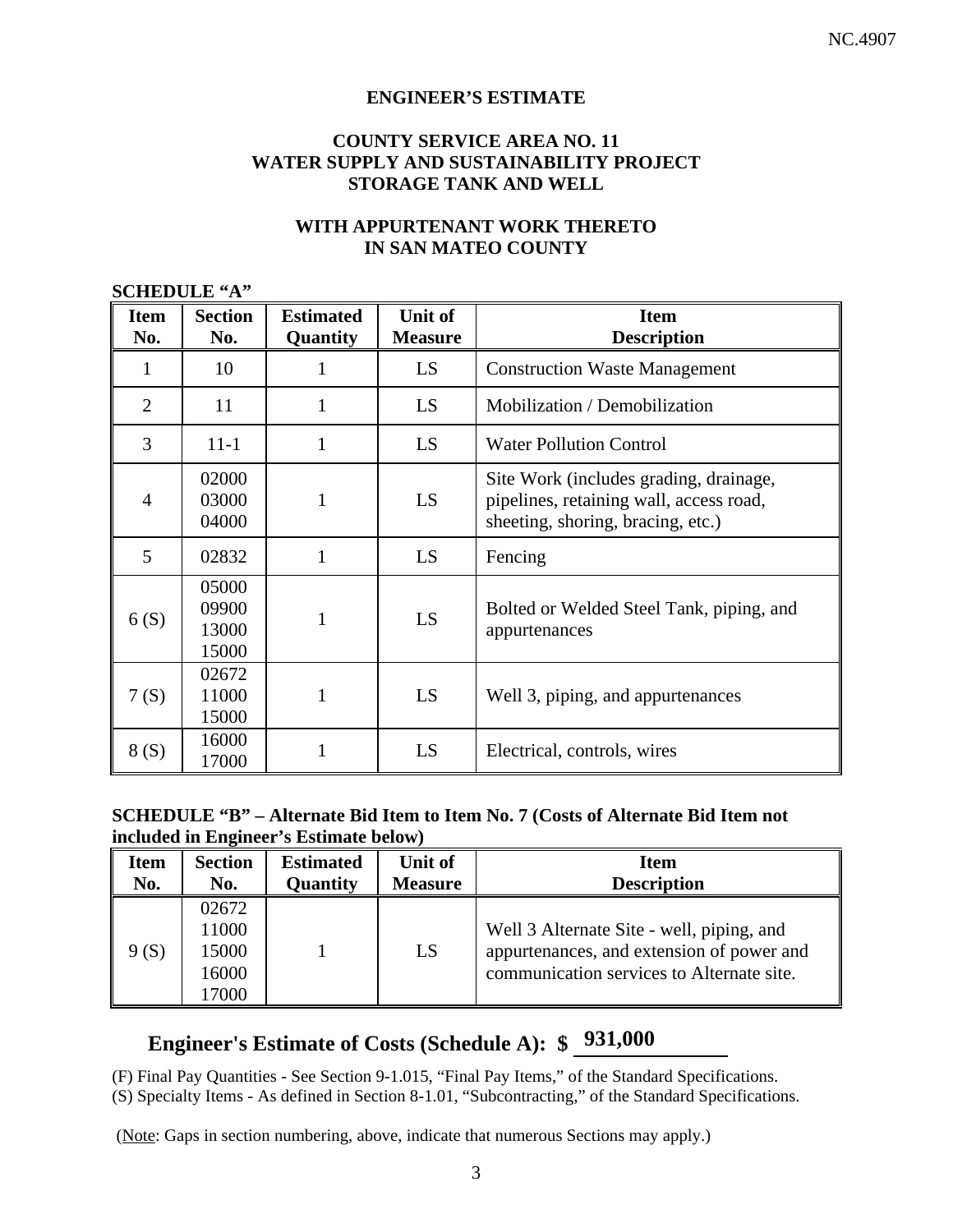## ENGINEER'S ESTIMATE

### COUNTY SERVICE AREA NO. 11
### WATER SUPPLY AND SUSTAINABILITY PROJECT
### STORAGE TANK AND WELL

### WITH APPURTENANT WORK THERETO
### IN SAN MATEO COUNTY

**SCHEDULE "A"**

| Item No. | Section No. | Estimated Quantity | Unit of Measure | Item Description |
|---|---|---|---|---|
| 1 | 10 | 1 | LS | Construction Waste Management |
| 2 | 11 | 1 | LS | Mobilization / Demobilization |
| 3 | 11-1 | 1 | LS | Water Pollution Control |
| 4 | 02000 03000 04000 | 1 | LS | Site Work (includes grading, drainage, pipelines, retaining wall, access road, sheeting, shoring, bracing, etc.) |
| 5 | 02832 | 1 | LS | Fencing |
| 6 (S) | 05000 09900 13000 15000 | 1 | LS | Bolted or Welded Steel Tank, piping, and appurtenances |
| 7 (S) | 02672 11000 15000 | 1 | LS | Well 3, piping, and appurtenances |
| 8 (S) | 16000 17000 | 1 | LS | Electrical, controls, wires |

**SCHEDULE "B" – Alternate Bid Item to Item No. 7 (Costs of Alternate Bid Item not included in Engineer's Estimate below)**

| Item No. | Section No. | Estimated Quantity | Unit of Measure | Item Description |
|---|---|---|---|---|
| 9 (S) | 02672 11000 15000 16000 17000 | 1 | LS | Well 3 Alternate Site - well, piping, and appurtenances, and extension of power and communication services to Alternate site. |

**Engineer's Estimate of Costs (Schedule A): $ 931,000**

(F) Final Pay Quantities - See Section 9-1.015, "Final Pay Items," of the Standard Specifications.
(S) Specialty Items - As defined in Section 8-1.01, "Subcontracting," of the Standard Specifications.

(Note: Gaps in section numbering, above, indicate that numerous Sections may apply.)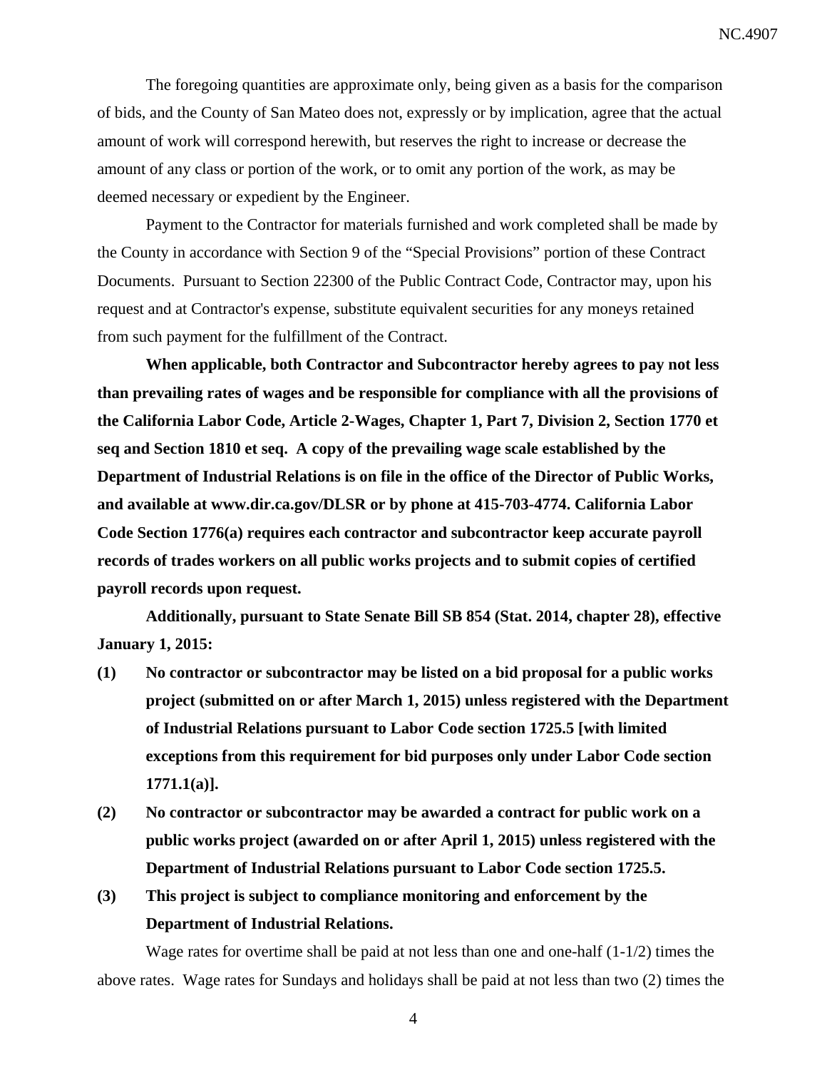The foregoing quantities are approximate only, being given as a basis for the comparison of bids, and the County of San Mateo does not, expressly or by implication, agree that the actual amount of work will correspond herewith, but reserves the right to increase or decrease the amount of any class or portion of the work, or to omit any portion of the work, as may be deemed necessary or expedient by the Engineer.

Payment to the Contractor for materials furnished and work completed shall be made by the County in accordance with Section 9 of the "Special Provisions" portion of these Contract Documents. Pursuant to Section 22300 of the Public Contract Code, Contractor may, upon his request and at Contractor's expense, substitute equivalent securities for any moneys retained from such payment for the fulfillment of the Contract.

**When applicable, both Contractor and Subcontractor hereby agrees to pay not less than prevailing rates of wages and be responsible for compliance with all the provisions of the California Labor Code, Article 2-Wages, Chapter 1, Part 7, Division 2, Section 1770 et seq and Section 1810 et seq. A copy of the prevailing wage scale established by the Department of Industrial Relations is on file in the office of the Director of Public Works, and available at www.dir.ca.gov/DLSR or by phone at 415-703-4774. California Labor Code Section 1776(a) requires each contractor and subcontractor keep accurate payroll records of trades workers on all public works projects and to submit copies of certified payroll records upon request.**

**Additionally, pursuant to State Senate Bill SB 854 (Stat. 2014, chapter 28), effective January 1, 2015:**

**(1) No contractor or subcontractor may be listed on a bid proposal for a public works project (submitted on or after March 1, 2015) unless registered with the Department of Industrial Relations pursuant to Labor Code section 1725.5 [with limited exceptions from this requirement for bid purposes only under Labor Code section 1771.1(a)].**

**(2) No contractor or subcontractor may be awarded a contract for public work on a public works project (awarded on or after April 1, 2015) unless registered with the Department of Industrial Relations pursuant to Labor Code section 1725.5.**

**(3) This project is subject to compliance monitoring and enforcement by the Department of Industrial Relations.**

Wage rates for overtime shall be paid at not less than one and one-half (1-1/2) times the above rates. Wage rates for Sundays and holidays shall be paid at not less than two (2) times the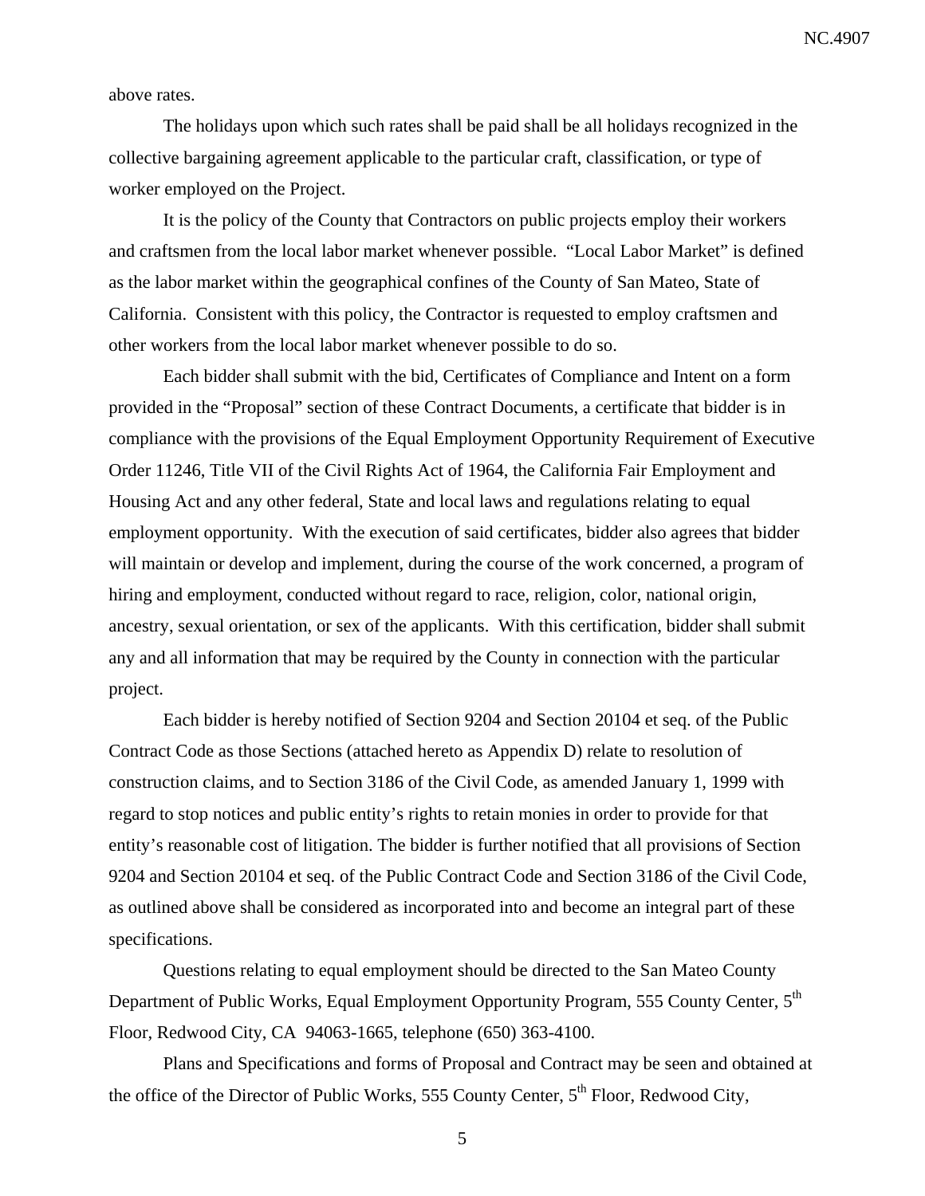above rates.

The holidays upon which such rates shall be paid shall be all holidays recognized in the collective bargaining agreement applicable to the particular craft, classification, or type of worker employed on the Project.

It is the policy of the County that Contractors on public projects employ their workers and craftsmen from the local labor market whenever possible. "Local Labor Market" is defined as the labor market within the geographical confines of the County of San Mateo, State of California. Consistent with this policy, the Contractor is requested to employ craftsmen and other workers from the local labor market whenever possible to do so.

Each bidder shall submit with the bid, Certificates of Compliance and Intent on a form provided in the "Proposal" section of these Contract Documents, a certificate that bidder is in compliance with the provisions of the Equal Employment Opportunity Requirement of Executive Order 11246, Title VII of the Civil Rights Act of 1964, the California Fair Employment and Housing Act and any other federal, State and local laws and regulations relating to equal employment opportunity. With the execution of said certificates, bidder also agrees that bidder will maintain or develop and implement, during the course of the work concerned, a program of hiring and employment, conducted without regard to race, religion, color, national origin, ancestry, sexual orientation, or sex of the applicants. With this certification, bidder shall submit any and all information that may be required by the County in connection with the particular project.

Each bidder is hereby notified of Section 9204 and Section 20104 et seq. of the Public Contract Code as those Sections (attached hereto as Appendix D) relate to resolution of construction claims, and to Section 3186 of the Civil Code, as amended January 1, 1999 with regard to stop notices and public entity's rights to retain monies in order to provide for that entity's reasonable cost of litigation. The bidder is further notified that all provisions of Section 9204 and Section 20104 et seq. of the Public Contract Code and Section 3186 of the Civil Code, as outlined above shall be considered as incorporated into and become an integral part of these specifications.

Questions relating to equal employment should be directed to the San Mateo County Department of Public Works, Equal Employment Opportunity Program, 555 County Center, 5th Floor, Redwood City, CA 94063-1665, telephone (650) 363-4100.

Plans and Specifications and forms of Proposal and Contract may be seen and obtained at the office of the Director of Public Works, 555 County Center, 5th Floor, Redwood City,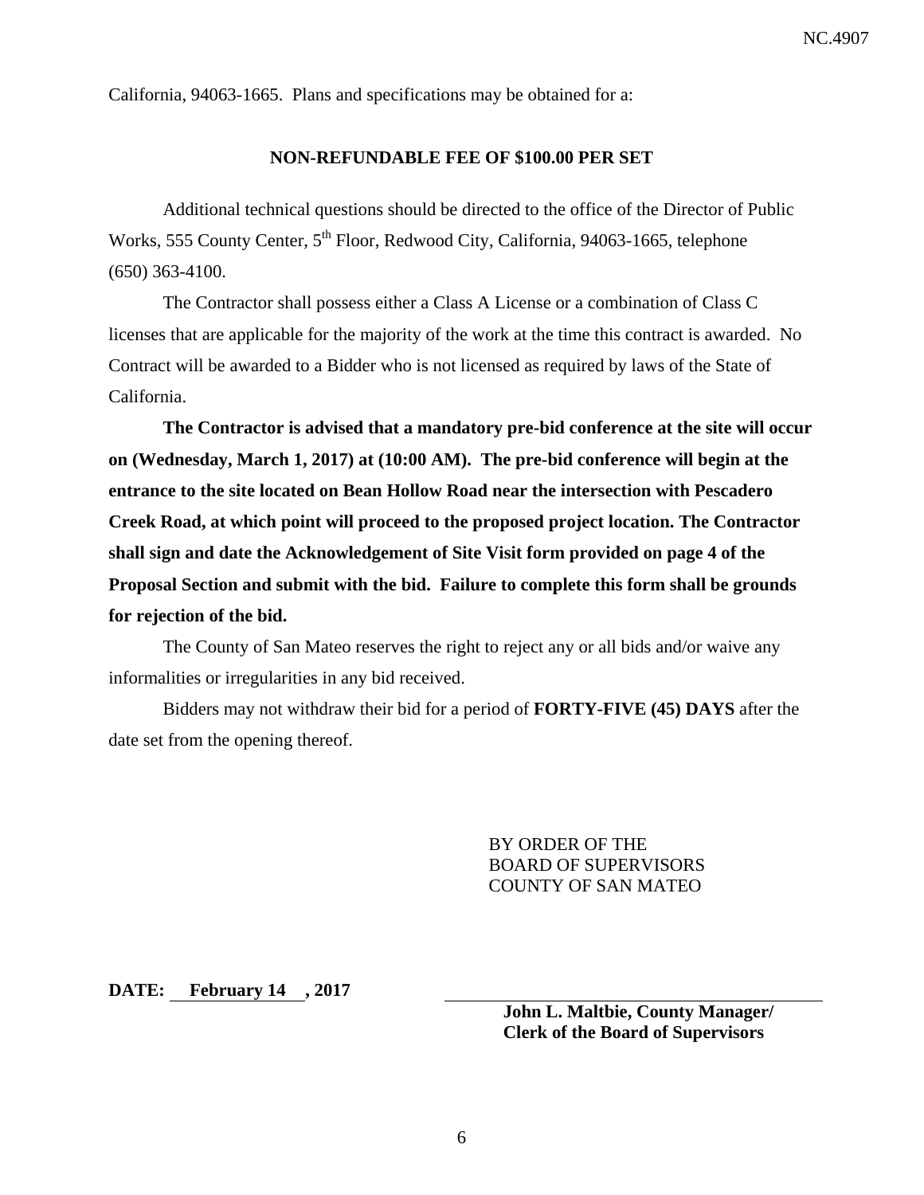California, 94063-1665. Plans and specifications may be obtained for a:

**NON-REFUNDABLE FEE OF $100.00 PER SET**

Additional technical questions should be directed to the office of the Director of Public Works, 555 County Center, 5th Floor, Redwood City, California, 94063-1665, telephone (650) 363-4100.

The Contractor shall possess either a Class A License or a combination of Class C licenses that are applicable for the majority of the work at the time this contract is awarded. No Contract will be awarded to a Bidder who is not licensed as required by laws of the State of California.

**The Contractor is advised that a mandatory pre-bid conference at the site will occur on (Wednesday, March 1, 2017) at (10:00 AM). The pre-bid conference will begin at the entrance to the site located on Bean Hollow Road near the intersection with Pescadero Creek Road, at which point will proceed to the proposed project location. The Contractor shall sign and date the Acknowledgement of Site Visit form provided on page 4 of the Proposal Section and submit with the bid. Failure to complete this form shall be grounds for rejection of the bid.**

The County of San Mateo reserves the right to reject any or all bids and/or waive any informalities or irregularities in any bid received.

Bidders may not withdraw their bid for a period of **FORTY-FIVE (45) DAYS** after the date set from the opening thereof.

BY ORDER OF THE
BOARD OF SUPERVISORS
COUNTY OF SAN MATEO

**DATE: February 14 , 2017**

**John L. Maltbie, County Manager/**
**Clerk of the Board of Supervisors**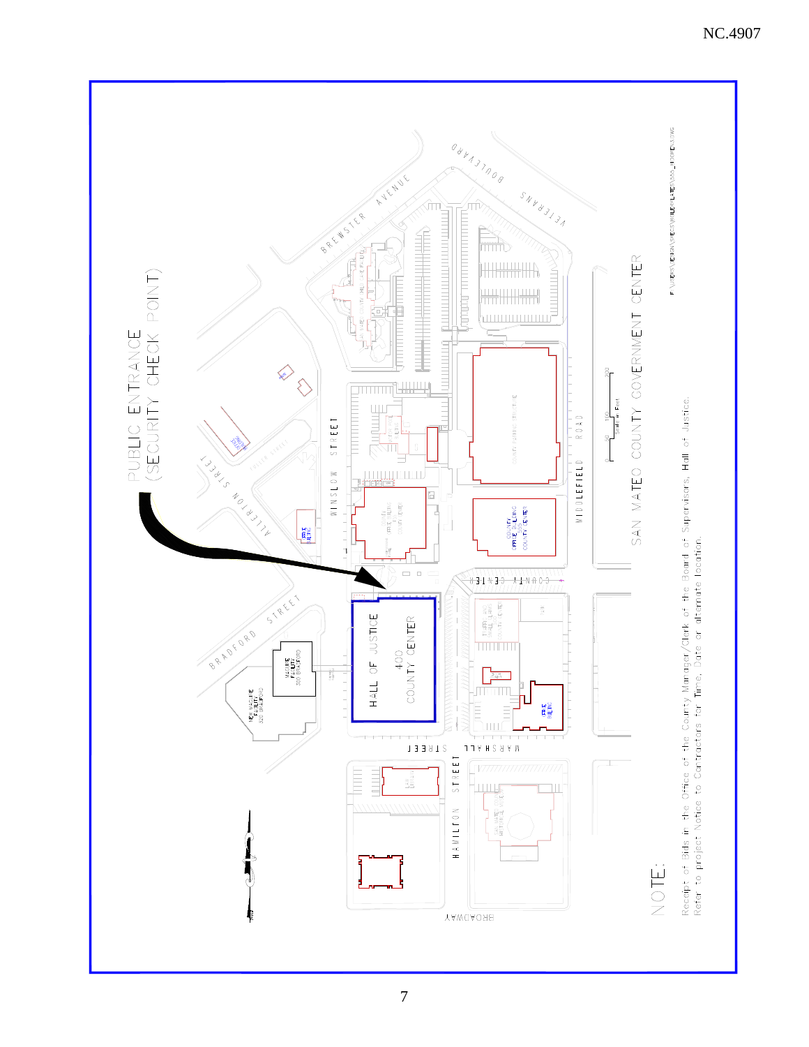PUBLIC ENTRANCE
(SECURITY CHECK POINT)

HALL OF JUSTICE
400
COUNTY CENTER

SAN MATEO COUNTY GOVERNMENT CENTER

NOTE:

Receipt of Bids in the Office of the County Manager/Clerk of the Board of Supervisors, Hall of Justice.
Refer to project Notice to Contractors for Time, Date or alternate location.